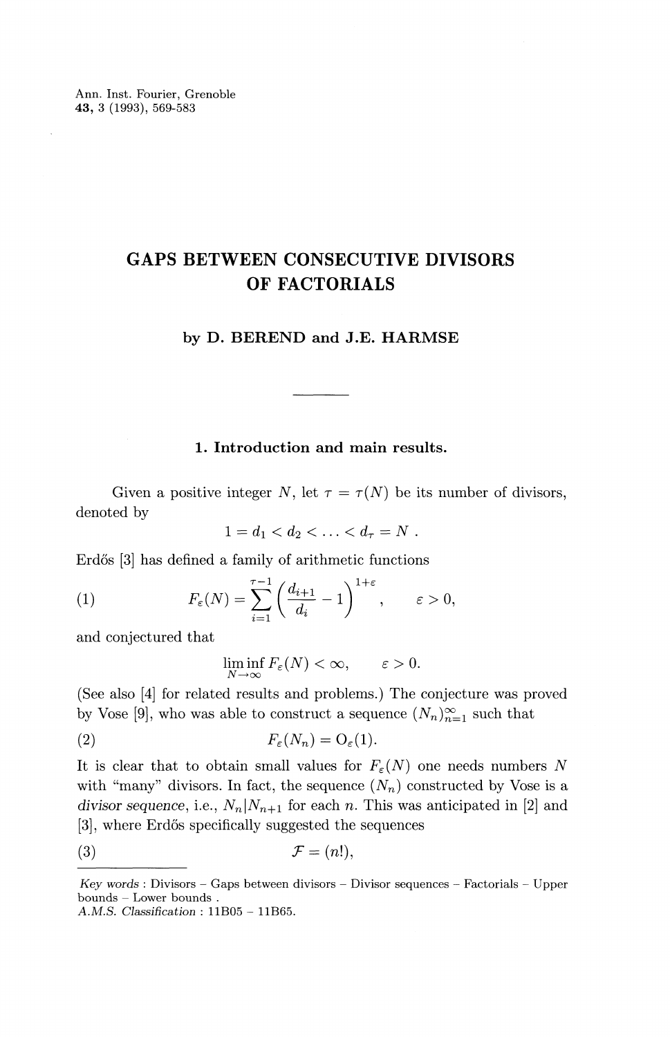# GAPS BETWEEN CONSECUTIVE DIVISORS OF FACTORIALS

**by D. BEREND and J.E. HARMSE**

---

## 1. Introduction and main results.

Given a positive integer $N$, let $\tau = \tau(N)$ be its number of divisors, denoted by

$$1 = d_1 < d_2 < \ldots < d_\tau = N \,.$$

Erdős [3] has defined a family of arithmetic functions

$$(1) \qquad F_\varepsilon(N) = \sum_{i=1}^{\tau-1} \left( \frac{d_{i+1}}{d_i} - 1 \right)^{1+\varepsilon}, \qquad \varepsilon > 0,$$

and conjectured that

$$\liminf_{N \to \infty} F_\varepsilon(N) < \infty, \qquad \varepsilon > 0.$$

(See also [4] for related results and problems.) The conjecture was proved by Vose [9], who was able to construct a sequence $(N_n)_{n=1}^{\infty}$ such that

$$(2) \qquad F_\varepsilon(N_n) = \mathrm{O}_\varepsilon(1).$$

It is clear that to obtain small values for $F_\varepsilon(N)$ one needs numbers $N$ with "many" divisors. In fact, the sequence $(N_n)$ constructed by Vose is a *divisor sequence*, i.e., $N_n | N_{n+1}$ for each $n$. This was anticipated in [2] and [3], where Erdős specifically suggested the sequences

$$(3) \qquad \mathcal{F} = (n!),$$

---

*Key words* : Divisors – Gaps between divisors – Divisor sequences – Factorials – Upper bounds – Lower bounds .
*A.M.S. Classification* : 11B05 – 11B65.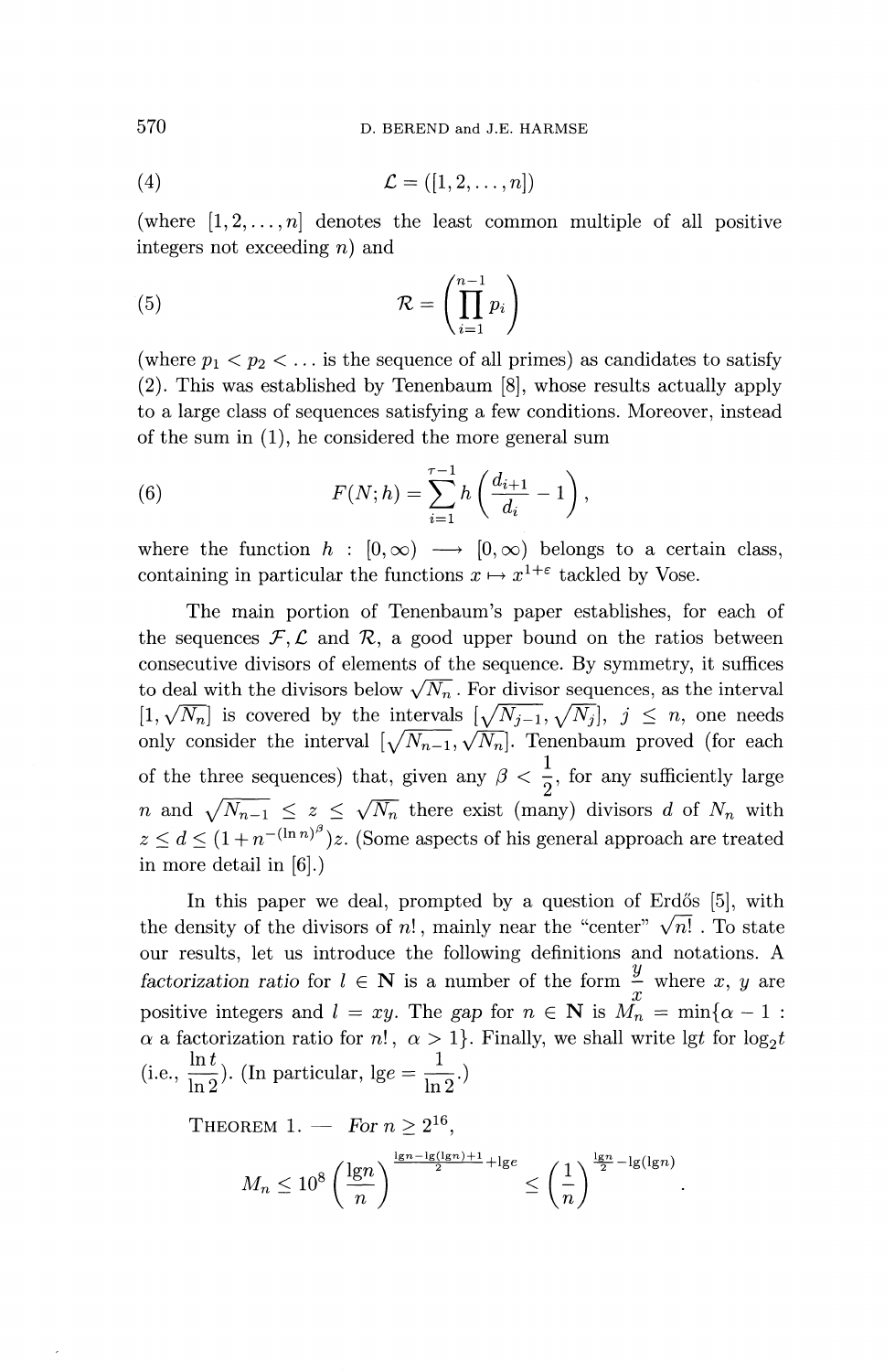$$\mathcal{L} = ([1, 2, \ldots, n]) \tag{4}$$

(where $[1, 2, \ldots, n]$ denotes the least common multiple of all positive integers not exceeding $n$) and

$$\mathcal{R} = \left( \prod_{i=1}^{n-1} p_i \right) \tag{5}$$

(where $p_1 < p_2 < \ldots$ is the sequence of all primes) as candidates to satisfy (2). This was established by Tenenbaum [8], whose results actually apply to a large class of sequences satisfying a few conditions. Moreover, instead of the sum in (1), he considered the more general sum

$$F(N; h) = \sum_{i=1}^{\tau-1} h\left( \frac{d_{i+1}}{d_i} - 1 \right), \tag{6}$$

where the function $h : [0, \infty) \longrightarrow [0, \infty)$ belongs to a certain class, containing in particular the functions $x \mapsto x^{1+\varepsilon}$ tackled by Vose.

The main portion of Tenenbaum's paper establishes, for each of the sequences $\mathcal{F}, \mathcal{L}$ and $\mathcal{R}$, a good upper bound on the ratios between consecutive divisors of elements of the sequence. By symmetry, it suffices to deal with the divisors below $\sqrt{N_n}$. For divisor sequences, as the interval $[1, \sqrt{N_n}]$ is covered by the intervals $[\sqrt{N_{j-1}}, \sqrt{N_j}]$, $j \leq n$, one needs only consider the interval $[\sqrt{N_{n-1}}, \sqrt{N_n}]$. Tenenbaum proved (for each of the three sequences) that, given any $\beta < \frac{1}{2}$, for any sufficiently large $n$ and $\sqrt{N_{n-1}} \leq z \leq \sqrt{N_n}$ there exist (many) divisors $d$ of $N_n$ with $z \leq d \leq (1 + n^{-(\ln n)^\beta})z$. (Some aspects of his general approach are treated in more detail in [6].)

In this paper we deal, prompted by a question of Erdős [5], with the density of the divisors of $n!$, mainly near the "center" $\sqrt{n!}$. To state our results, let us introduce the following definitions and notations. A *factorization ratio* for $l \in \mathbf{N}$ is a number of the form $\frac{y}{x}$ where $x$, $y$ are positive integers and $l = xy$. The *gap* for $n \in \mathbf{N}$ is $M_n = \min\{\alpha - 1 : \alpha \text{ a factorization ratio for } n!, \ \alpha > 1\}$. Finally, we shall write lg$t$ for $\log_2 t$ (i.e., $\frac{\ln t}{\ln 2}$). (In particular, $\mathrm{lg} e = \frac{1}{\ln 2}$.)

THEOREM 1. — *For $n \geq 2^{16}$,*

$$M_n \leq 10^8 \left( \frac{\mathrm{lg} n}{n} \right)^{\frac{\mathrm{lg} n - \mathrm{lg}(\mathrm{lg} n) + 1}{2} + \mathrm{lg} e} \leq \left( \frac{1}{n} \right)^{\frac{\mathrm{lg} n}{2} - \mathrm{lg}(\mathrm{lg} n)}.$$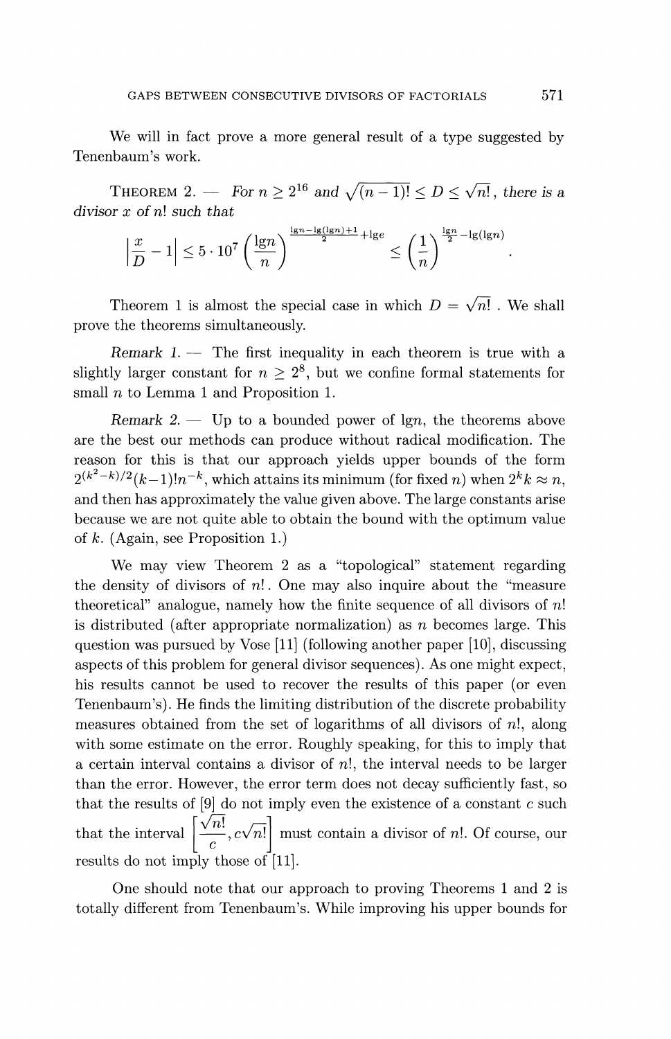We will in fact prove a more general result of a type suggested by Tenenbaum's work.

THEOREM 2. — *For $n \geq 2^{16}$ and $\sqrt{(n-1)!} \leq D \leq \sqrt{n!}$, there is a divisor $x$ of $n!$ such that*

$$\left|\frac{x}{D} - 1\right| \leq 5 \cdot 10^7 \left(\frac{\lg n}{n}\right)^{\frac{\lg n - \lg(\lg n)+1}{2} + \lg e} \leq \left(\frac{1}{n}\right)^{\frac{\lg n}{2} - \lg(\lg n)}.$$

Theorem 1 is almost the special case in which $D = \sqrt{n!}$ . We shall prove the theorems simultaneously.

*Remark 1.* — The first inequality in each theorem is true with a slightly larger constant for $n \geq 2^8$, but we confine formal statements for small $n$ to Lemma 1 and Proposition 1.

*Remark 2.* — Up to a bounded power of $\lg n$, the theorems above are the best our methods can produce without radical modification. The reason for this is that our approach yields upper bounds of the form $2^{(k^2-k)/2}(k-1)!n^{-k}$, which attains its minimum (for fixed $n$) when $2^k k \approx n$, and then has approximately the value given above. The large constants arise because we are not quite able to obtain the bound with the optimum value of $k$. (Again, see Proposition 1.)

We may view Theorem 2 as a "topological" statement regarding the density of divisors of $n!$. One may also inquire about the "measure theoretical" analogue, namely how the finite sequence of all divisors of $n!$ is distributed (after appropriate normalization) as $n$ becomes large. This question was pursued by Vose [11] (following another paper [10], discussing aspects of this problem for general divisor sequences). As one might expect, his results cannot be used to recover the results of this paper (or even Tenenbaum's). He finds the limiting distribution of the discrete probability measures obtained from the set of logarithms of all divisors of $n!$, along with some estimate on the error. Roughly speaking, for this to imply that a certain interval contains a divisor of $n!$, the interval needs to be larger than the error. However, the error term does not decay sufficiently fast, so that the results of [9] do not imply even the existence of a constant $c$ such that the interval $\left[\frac{\sqrt{n!}}{c}, c\sqrt{n!}\right]$ must contain a divisor of $n!$. Of course, our results do not imply those of [11].

One should note that our approach to proving Theorems 1 and 2 is totally different from Tenenbaum's. While improving his upper bounds for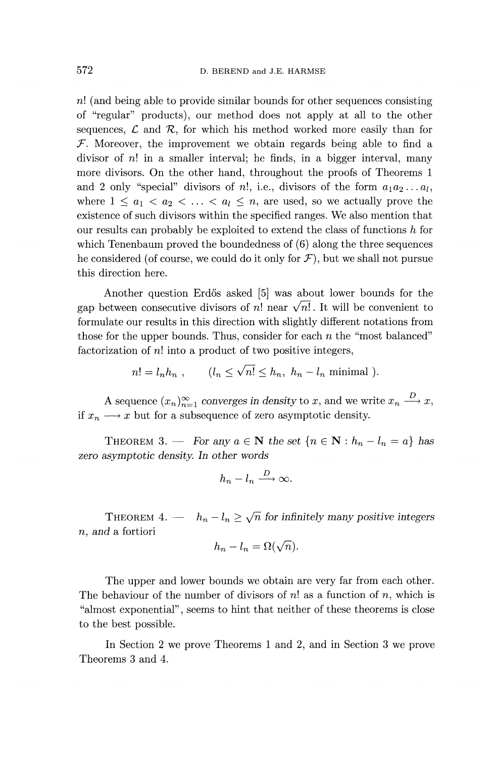$n!$ (and being able to provide similar bounds for other sequences consisting of "regular" products), our method does not apply at all to the other sequences, $\mathcal{L}$ and $\mathcal{R}$, for which his method worked more easily than for $\mathcal{F}$. Moreover, the improvement we obtain regards being able to find a divisor of $n!$ in a smaller interval; he finds, in a bigger interval, many more divisors. On the other hand, throughout the proofs of Theorems 1 and 2 only "special" divisors of $n!$, i.e., divisors of the form $a_1 a_2 \ldots a_l$, where $1 \leq a_1 < a_2 < \ldots < a_l \leq n$, are used, so we actually prove the existence of such divisors within the specified ranges. We also mention that our results can probably be exploited to extend the class of functions $h$ for which Tenenbaum proved the boundedness of (6) along the three sequences he considered (of course, we could do it only for $\mathcal{F}$), but we shall not pursue this direction here.

Another question Erdős asked [5] was about lower bounds for the gap between consecutive divisors of $n!$ near $\sqrt{n!}$. It will be convenient to formulate our results in this direction with slightly different notations from those for the upper bounds. Thus, consider for each $n$ the "most balanced" factorization of $n!$ into a product of two positive integers,

$$n! = l_n h_n \,, \qquad (l_n \leq \sqrt{n!} \leq h_n, \ h_n - l_n \text{ minimal }).$$

A sequence $(x_n)_{n=1}^{\infty}$ *converges in density* to $x$, and we write $x_n \xrightarrow{D} x$, if $x_n \longrightarrow x$ but for a subsequence of zero asymptotic density.

THEOREM 3. — *For any $a \in \mathbf{N}$ the set $\{n \in \mathbf{N} : h_n - l_n = a\}$ has zero asymptotic density. In other words*

$$h_n - l_n \xrightarrow{D} \infty.$$

THEOREM 4. — *$h_n - l_n \geq \sqrt{n}$ for infinitely many positive integers $n$, and* a fortiori

$$h_n - l_n = \Omega(\sqrt{n}).$$

The upper and lower bounds we obtain are very far from each other. The behaviour of the number of divisors of $n!$ as a function of $n$, which is "almost exponential", seems to hint that neither of these theorems is close to the best possible.

In Section 2 we prove Theorems 1 and 2, and in Section 3 we prove Theorems 3 and 4.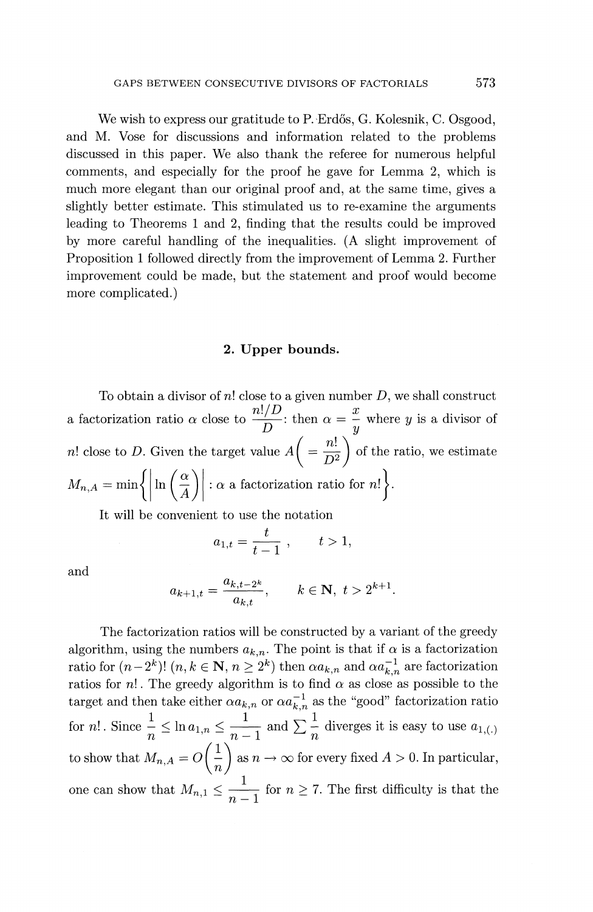We wish to express our gratitude to P. Erdős, G. Kolesnik, C. Osgood, and M. Vose for discussions and information related to the problems discussed in this paper. We also thank the referee for numerous helpful comments, and especially for the proof he gave for Lemma 2, which is much more elegant than our original proof and, at the same time, gives a slightly better estimate. This stimulated us to re-examine the arguments leading to Theorems 1 and 2, finding that the results could be improved by more careful handling of the inequalities. (A slight improvement of Proposition 1 followed directly from the improvement of Lemma 2. Further improvement could be made, but the statement and proof would become more complicated.)

## 2. Upper bounds.

To obtain a divisor of $n!$ close to a given number $D$, we shall construct a factorization ratio $\alpha$ close to $\dfrac{n!/D}{D}$: then $\alpha = \dfrac{x}{y}$ where $y$ is a divisor of $n!$ close to $D$. Given the target value $A\left(= \dfrac{n!}{D^2}\right)$ of the ratio, we estimate

$$M_{n,A} = \min\left\{ \left| \ln\left(\frac{\alpha}{A}\right) \right| : \alpha \text{ a factorization ratio for } n! \right\}.$$

It will be convenient to use the notation

$$a_{1,t} = \frac{t}{t-1}, \qquad t > 1,$$

and

$$a_{k+1,t} = \frac{a_{k,t-2^k}}{a_{k,t}}, \qquad k \in \mathbf{N},\ t > 2^{k+1}.$$

The factorization ratios will be constructed by a variant of the greedy algorithm, using the numbers $a_{k,n}$. The point is that if $\alpha$ is a factorization ratio for $(n-2^k)!$ $(n, k \in \mathbf{N},\ n \geq 2^k)$ then $\alpha a_{k,n}$ and $\alpha a_{k,n}^{-1}$ are factorization ratios for $n!$. The greedy algorithm is to find $\alpha$ as close as possible to the target and then take either $\alpha a_{k,n}$ or $\alpha a_{k,n}^{-1}$ as the "good" factorization ratio for $n!$. Since $\dfrac{1}{n} \leq \ln a_{1,n} \leq \dfrac{1}{n-1}$ and $\sum \dfrac{1}{n}$ diverges it is easy to use $a_{1,(.)}$ to show that $M_{n,A} = O\left(\dfrac{1}{n}\right)$ as $n \to \infty$ for every fixed $A > 0$. In particular, one can show that $M_{n,1} \leq \dfrac{1}{n-1}$ for $n \geq 7$. The first difficulty is that the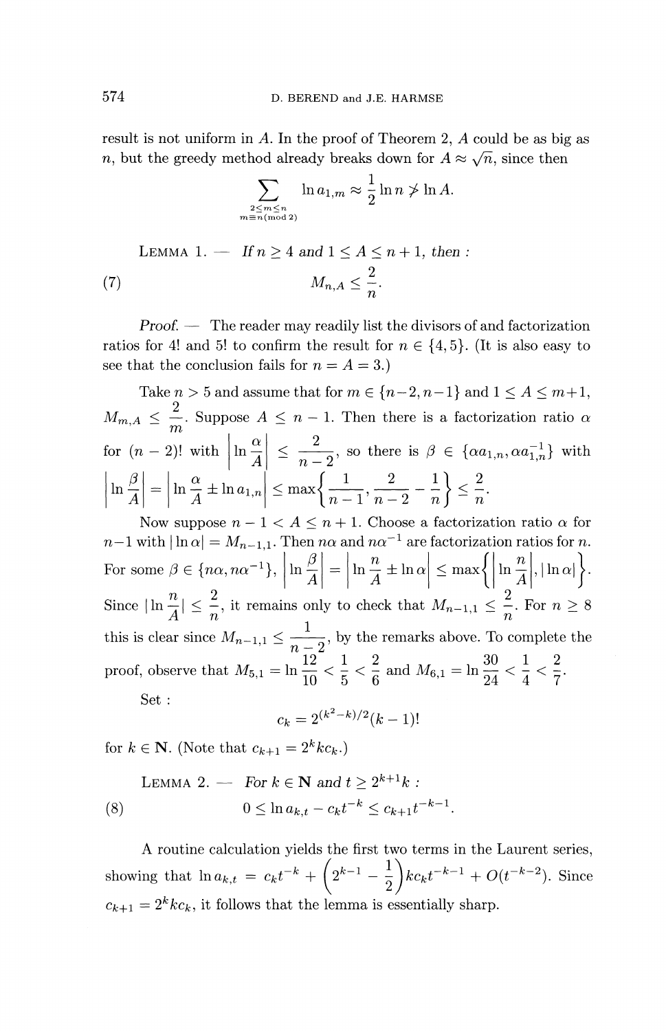result is not uniform in $A$. In the proof of Theorem 2, $A$ could be as big as $n$, but the greedy method already breaks down for $A \approx \sqrt{n}$, since then

$$\sum_{\substack{2 \le m \le n \\ m \equiv n \pmod 2}} \ln a_{1,m} \approx \frac{1}{2} \ln n \not> \ln A.$$

LEMMA 1. — *If $n \geq 4$ and $1 \leq A \leq n+1$, then :*

$$M_{n,A} \leq \frac{2}{n}. \tag{7}$$

*Proof.* — The reader may readily list the divisors of and factorization ratios for 4! and 5! to confirm the result for $n \in \{4, 5\}$. (It is also easy to see that the conclusion fails for $n = A = 3$.)

Take $n > 5$ and assume that for $m \in \{n-2, n-1\}$ and $1 \leq A \leq m+1$, $M_{m,A} \leq \frac{2}{m}$. Suppose $A \leq n-1$. Then there is a factorization ratio $\alpha$ for $(n-2)!$ with $\left|\ln \frac{\alpha}{A}\right| \leq \frac{2}{n-2}$, so there is $\beta \in \{\alpha a_{1,n}, \alpha a_{1,n}^{-1}\}$ with $\left|\ln \frac{\beta}{A}\right| = \left|\ln \frac{\alpha}{A} \pm \ln a_{1,n}\right| \leq \max\left\{\frac{1}{n-1}, \frac{2}{n-2} - \frac{1}{n}\right\} \leq \frac{2}{n}$.

Now suppose $n - 1 < A \leq n+1$. Choose a factorization ratio $\alpha$ for $n-1$ with $|\ln \alpha| = M_{n-1,1}$. Then $n\alpha$ and $n\alpha^{-1}$ are factorization ratios for $n$. For some $\beta \in \{n\alpha, n\alpha^{-1}\}$, $\left|\ln \frac{\beta}{A}\right| = \left|\ln \frac{n}{A} \pm \ln \alpha\right| \leq \max\left\{\left|\ln \frac{n}{A}\right|, |\ln \alpha|\right\}$. Since $|\ln \frac{n}{A}| \leq \frac{2}{n}$, it remains only to check that $M_{n-1,1} \leq \frac{2}{n}$. For $n \geq 8$ this is clear since $M_{n-1,1} \leq \frac{1}{n-2}$, by the remarks above. To complete the proof, observe that $M_{5,1} = \ln \frac{12}{10} < \frac{1}{5} < \frac{2}{6}$ and $M_{6,1} = \ln \frac{30}{24} < \frac{1}{4} < \frac{2}{7}$.

Set :

$$c_k = 2^{(k^2-k)/2}(k-1)!$$

for $k \in \mathbf{N}$. (Note that $c_{k+1} = 2^k k c_k$.)

LEMMA 2. — *For $k \in \mathbf{N}$ and $t \geq 2^{k+1}k$ :*

$$0 \leq \ln a_{k,t} - c_k t^{-k} \leq c_{k+1} t^{-k-1}. \tag{8}$$

A routine calculation yields the first two terms in the Laurent series, showing that $\ln a_{k,t} = c_k t^{-k} + \left(2^{k-1} - \frac{1}{2}\right) k c_k t^{-k-1} + O(t^{-k-2})$. Since $c_{k+1} = 2^k k c_k$, it follows that the lemma is essentially sharp.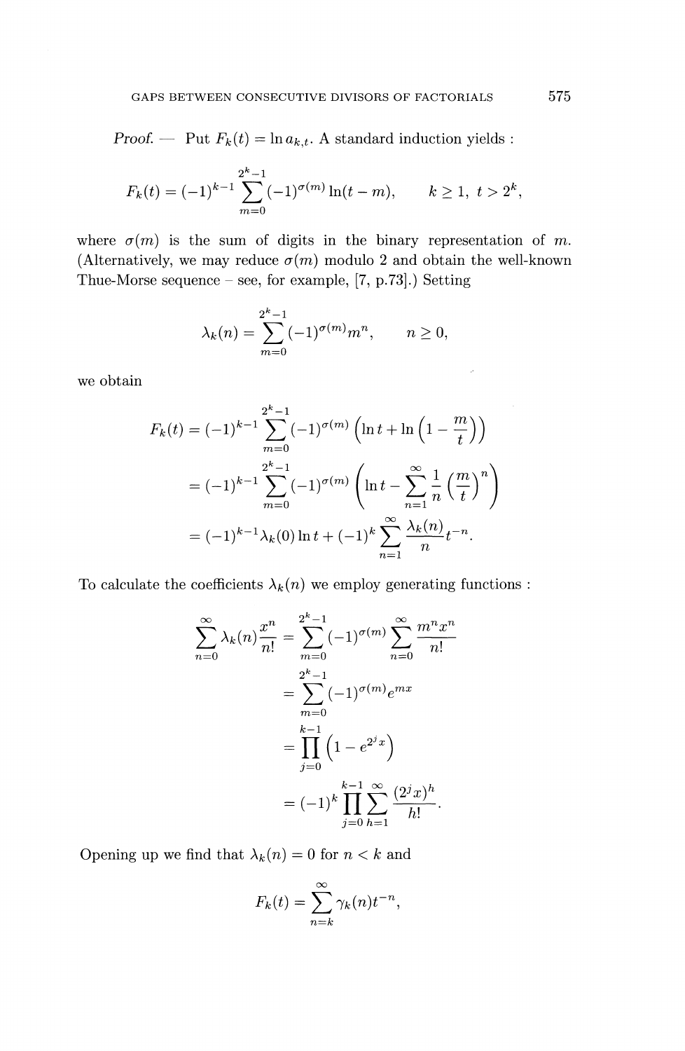*Proof.* — Put $F_k(t) = \ln a_{k,t}$. A standard induction yields :

$$F_k(t) = (-1)^{k-1} \sum_{m=0}^{2^k-1} (-1)^{\sigma(m)} \ln(t-m), \qquad k \geq 1,\ t > 2^k,$$

where $\sigma(m)$ is the sum of digits in the binary representation of $m$. (Alternatively, we may reduce $\sigma(m)$ modulo 2 and obtain the well-known Thue-Morse sequence – see, for example, [7, p.73].) Setting

$$\lambda_k(n) = \sum_{m=0}^{2^k-1} (-1)^{\sigma(m)} m^n, \qquad n \geq 0,$$

we obtain

$$\begin{aligned}
F_k(t) &= (-1)^{k-1} \sum_{m=0}^{2^k-1} (-1)^{\sigma(m)} \left( \ln t + \ln\left(1 - \frac{m}{t}\right)\right) \\
&= (-1)^{k-1} \sum_{m=0}^{2^k-1} (-1)^{\sigma(m)} \left( \ln t - \sum_{n=1}^{\infty} \frac{1}{n}\left(\frac{m}{t}\right)^n \right) \\
&= (-1)^{k-1} \lambda_k(0) \ln t + (-1)^k \sum_{n=1}^{\infty} \frac{\lambda_k(n)}{n} t^{-n}.
\end{aligned}$$

To calculate the coefficients $\lambda_k(n)$ we employ generating functions :

$$\begin{aligned}
\sum_{n=0}^{\infty} \lambda_k(n) \frac{x^n}{n!} &= \sum_{m=0}^{2^k-1} (-1)^{\sigma(m)} \sum_{n=0}^{\infty} \frac{m^n x^n}{n!} \\
&= \sum_{m=0}^{2^k-1} (-1)^{\sigma(m)} e^{mx} \\
&= \prod_{j=0}^{k-1} \left(1 - e^{2^j x}\right) \\
&= (-1)^k \prod_{j=0}^{k-1} \sum_{h=1}^{\infty} \frac{(2^j x)^h}{h!}.
\end{aligned}$$

Opening up we find that $\lambda_k(n) = 0$ for $n < k$ and

$$F_k(t) = \sum_{n=k}^{\infty} \gamma_k(n) t^{-n},$$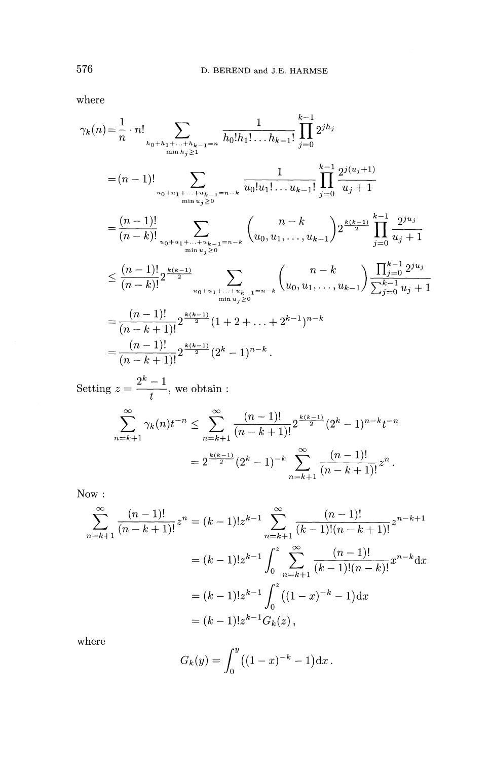where

$$
\begin{aligned}
\gamma_k(n) &= \frac{1}{n} \cdot n! \sum_{\substack{h_0+h_1+\ldots+h_{k-1}=n \\ \min h_j \geq 1}} \frac{1}{h_0! h_1! \ldots h_{k-1}!} \prod_{j=0}^{k-1} 2^{j h_j} \\
&= (n-1)! \sum_{\substack{u_0+u_1+\ldots+u_{k-1}=n-k \\ \min u_j \geq 0}} \frac{1}{u_0! u_1! \ldots u_{k-1}!} \prod_{j=0}^{k-1} \frac{2^{j(u_j+1)}}{u_j+1} \\
&= \frac{(n-1)!}{(n-k)!} \sum_{\substack{u_0+u_1+\ldots+u_{k-1}=n-k \\ \min u_j \geq 0}} \binom{n-k}{u_0, u_1, \ldots, u_{k-1}} 2^{\frac{k(k-1)}{2}} \prod_{j=0}^{k-1} \frac{2^{j u_j}}{u_j+1} \\
&\leq \frac{(n-1)!}{(n-k)!} 2^{\frac{k(k-1)}{2}} \sum_{\substack{u_0+u_1+\ldots+u_{k-1}=n-k \\ \min u_j \geq 0}} \binom{n-k}{u_0, u_1, \ldots, u_{k-1}} \frac{\prod_{j=0}^{k-1} 2^{j u_j}}{\sum_{j=0}^{k-1} u_j + 1} \\
&= \frac{(n-1)!}{(n-k+1)!} 2^{\frac{k(k-1)}{2}} (1 + 2 + \ldots + 2^{k-1})^{n-k} \\
&= \frac{(n-1)!}{(n-k+1)!} 2^{\frac{k(k-1)}{2}} (2^k - 1)^{n-k}.
\end{aligned}
$$

Setting $z = \dfrac{2^k - 1}{t}$, we obtain :

$$
\begin{aligned}
\sum_{n=k+1}^{\infty} \gamma_k(n) t^{-n} &\leq \sum_{n=k+1}^{\infty} \frac{(n-1)!}{(n-k+1)!} 2^{\frac{k(k-1)}{2}} (2^k - 1)^{n-k} t^{-n} \\
&= 2^{\frac{k(k-1)}{2}} (2^k - 1)^{-k} \sum_{n=k+1}^{\infty} \frac{(n-1)!}{(n-k+1)!} z^n .
\end{aligned}
$$

Now :

$$
\begin{aligned}
\sum_{n=k+1}^{\infty} \frac{(n-1)!}{(n-k+1)!} z^n &= (k-1)! z^{k-1} \sum_{n=k+1}^{\infty} \frac{(n-1)!}{(k-1)!(n-k+1)!} z^{n-k+1} \\
&= (k-1)! z^{k-1} \int_0^z \sum_{n=k+1}^{\infty} \frac{(n-1)!}{(k-1)!(n-k)!} x^{n-k} \mathrm{d}x \\
&= (k-1)! z^{k-1} \int_0^z \left( (1-x)^{-k} - 1 \right) \mathrm{d}x \\
&= (k-1)! z^{k-1} G_k(z),
\end{aligned}
$$

where

$$
G_k(y) = \int_0^y \left( (1-x)^{-k} - 1 \right) \mathrm{d}x .
$$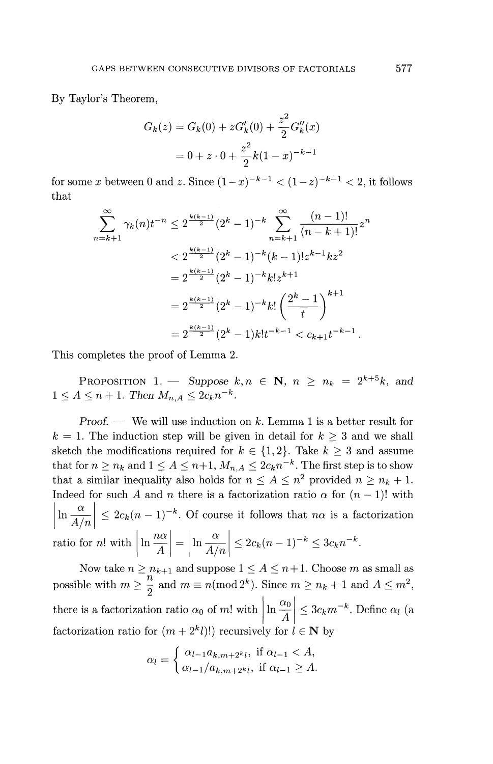By Taylor's Theorem,

$$G_k(z) = G_k(0) + zG_k'(0) + \frac{z^2}{2}G_k''(x)$$
$$= 0 + z \cdot 0 + \frac{z^2}{2}k(1-x)^{-k-1}$$

for some $x$ between 0 and $z$. Since $(1-x)^{-k-1} < (1-z)^{-k-1} < 2$, it follows that

$$\sum_{n=k+1}^{\infty} \gamma_k(n) t^{-n} \leq 2^{\frac{k(k-1)}{2}}(2^k-1)^{-k} \sum_{n=k+1}^{\infty} \frac{(n-1)!}{(n-k+1)!} z^n$$
$$< 2^{\frac{k(k-1)}{2}}(2^k-1)^{-k}(k-1)! z^{k-1} k z^2$$
$$= 2^{\frac{k(k-1)}{2}}(2^k-1)^{-k} k! z^{k+1}$$
$$= 2^{\frac{k(k-1)}{2}}(2^k-1)^{-k} k! \left(\frac{2^k-1}{t}\right)^{k+1}$$
$$= 2^{\frac{k(k-1)}{2}}(2^k-1) k! t^{-k-1} < c_{k+1} t^{-k-1}.$$

This completes the proof of Lemma 2.

PROPOSITION 1. — *Suppose $k, n \in \mathbf{N}$, $n \geq n_k = 2^{k+5}k$, and $1 \leq A \leq n+1$. Then $M_{n,A} \leq 2c_k n^{-k}$.*

*Proof.* — We will use induction on $k$. Lemma 1 is a better result for $k = 1$. The induction step will be given in detail for $k \geq 3$ and we shall sketch the modifications required for $k \in \{1, 2\}$. Take $k \geq 3$ and assume that for $n \geq n_k$ and $1 \leq A \leq n+1$, $M_{n,A} \leq 2c_k n^{-k}$. The first step is to show that a similar inequality also holds for $n \leq A \leq n^2$ provided $n \geq n_k + 1$. Indeed for such $A$ and $n$ there is a factorization ratio $\alpha$ for $(n-1)!$ with $\left|\ln \frac{\alpha}{A/n}\right| \leq 2c_k(n-1)^{-k}$. Of course it follows that $n\alpha$ is a factorization ratio for $n!$ with $\left|\ln \frac{n\alpha}{A}\right| = \left|\ln \frac{\alpha}{A/n}\right| \leq 2c_k(n-1)^{-k} \leq 3c_k n^{-k}$.

Now take $n \geq n_{k+1}$ and suppose $1 \leq A \leq n+1$. Choose $m$ as small as possible with $m \geq \frac{n}{2}$ and $m \equiv n \pmod{2^k}$. Since $m \geq n_k + 1$ and $A \leq m^2$, there is a factorization ratio $\alpha_0$ of $m!$ with $\left|\ln \frac{\alpha_0}{A}\right| \leq 3c_k m^{-k}$. Define $\alpha_l$ (a factorization ratio for $(m + 2^k l)!$) recursively for $l \in \mathbf{N}$ by

$$\alpha_l = \begin{cases} \alpha_{l-1} a_{k,m+2^k l}, & \text{if } \alpha_{l-1} < A, \\ \alpha_{l-1} / a_{k,m+2^k l}, & \text{if } \alpha_{l-1} \geq A. \end{cases}$$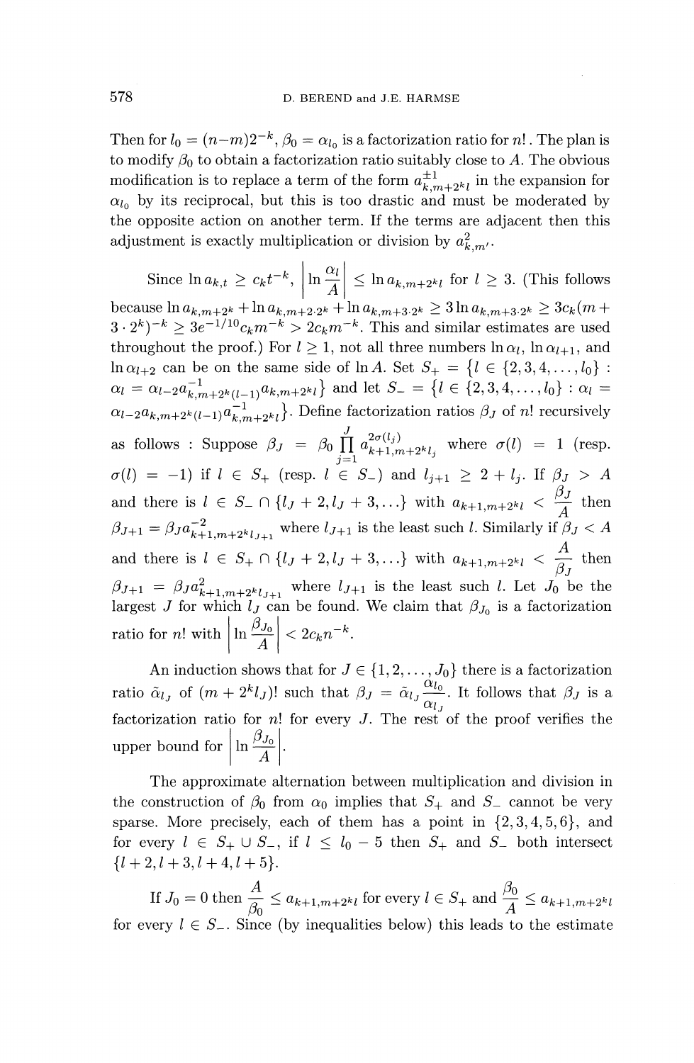Then for $l_0 = (n-m)2^{-k}$, $\beta_0 = \alpha_{l_0}$ is a factorization ratio for $n!$. The plan is to modify $\beta_0$ to obtain a factorization ratio suitably close to $A$. The obvious modification is to replace a term of the form $a^{\pm 1}_{k,m+2^k l}$ in the expansion for $\alpha_{l_0}$ by its reciprocal, but this is too drastic and must be moderated by the opposite action on another term. If the terms are adjacent then this adjustment is exactly multiplication or division by $a^2_{k,m'}$.

Since $\ln a_{k,t} \geq c_k t^{-k}$, $\left|\ln \frac{\alpha_l}{A}\right| \leq \ln a_{k,m+2^k l}$ for $l \geq 3$. (This follows because $\ln a_{k,m+2^k} + \ln a_{k,m+2\cdot 2^k} + \ln a_{k,m+3\cdot 2^k} \geq 3 \ln a_{k,m+3\cdot 2^k} \geq 3c_k(m + 3\cdot 2^k)^{-k} \geq 3e^{-1/10}c_k m^{-k} > 2c_k m^{-k}$. This and similar estimates are used throughout the proof.) For $l \geq 1$, not all three numbers $\ln \alpha_l$, $\ln \alpha_{l+1}$, and $\ln \alpha_{l+2}$ can be on the same side of $\ln A$. Set $S_+ = \{l \in \{2,3,4,\ldots,l_0\} : \alpha_l = \alpha_{l-2} a^{-1}_{k,m+2^k(l-1)} a_{k,m+2^k l}\}$ and let $S_- = \{l \in \{2,3,4,\ldots,l_0\} : \alpha_l = \alpha_{l-2} a_{k,m+2^k(l-1)} a^{-1}_{k,m+2^k l}\}$. Define factorization ratios $\beta_J$ of $n!$ recursively as follows : Suppose $\beta_J = \beta_0 \prod_{j=1}^{J} a^{2\sigma(l_j)}_{k+1,m+2^k l_j}$ where $\sigma(l) = 1$ (resp. $\sigma(l) = -1$) if $l \in S_+$ (resp. $l \in S_-$) and $l_{j+1} \geq 2 + l_j$. If $\beta_J > A$ and there is $l \in S_- \cap \{l_J + 2, l_J + 3, \ldots\}$ with $a_{k+1,m+2^k l} < \frac{\beta_J}{A}$ then $\beta_{J+1} = \beta_J a^{-2}_{k+1,m+2^k l_{J+1}}$ where $l_{J+1}$ is the least such $l$. Similarly if $\beta_J < A$ and there is $l \in S_+ \cap \{l_J + 2, l_J + 3, \ldots\}$ with $a_{k+1,m+2^k l} < \frac{A}{\beta_J}$ then $\beta_{J+1} = \beta_J a^2_{k+1,m+2^k l_{J+1}}$ where $l_{J+1}$ is the least such $l$. Let $J_0$ be the largest $J$ for which $l_J$ can be found. We claim that $\beta_{J_0}$ is a factorization ratio for $n!$ with $\left|\ln \frac{\beta_{J_0}}{A}\right| < 2c_k n^{-k}$.

An induction shows that for $J \in \{1,2,\ldots,J_0\}$ there is a factorization ratio $\tilde{\alpha}_{l_J}$ of $(m + 2^k l_J)!$ such that $\beta_J = \tilde{\alpha}_{l_J} \frac{\alpha_{l_0}}{\alpha_{l_J}}$. It follows that $\beta_J$ is a factorization ratio for $n!$ for every $J$. The rest of the proof verifies the upper bound for $\left|\ln \frac{\beta_{J_0}}{A}\right|$.

The approximate alternation between multiplication and division in the construction of $\beta_0$ from $\alpha_0$ implies that $S_+$ and $S_-$ cannot be very sparse. More precisely, each of them has a point in $\{2,3,4,5,6\}$, and for every $l \in S_+ \cup S_-$, if $l \leq l_0 - 5$ then $S_+$ and $S_-$ both intersect $\{l+2, l+3, l+4, l+5\}$.

If $J_0 = 0$ then $\frac{A}{\beta_0} \leq a_{k+1,m+2^k l}$ for every $l \in S_+$ and $\frac{\beta_0}{A} \leq a_{k+1,m+2^k l}$ for every $l \in S_-$. Since (by inequalities below) this leads to the estimate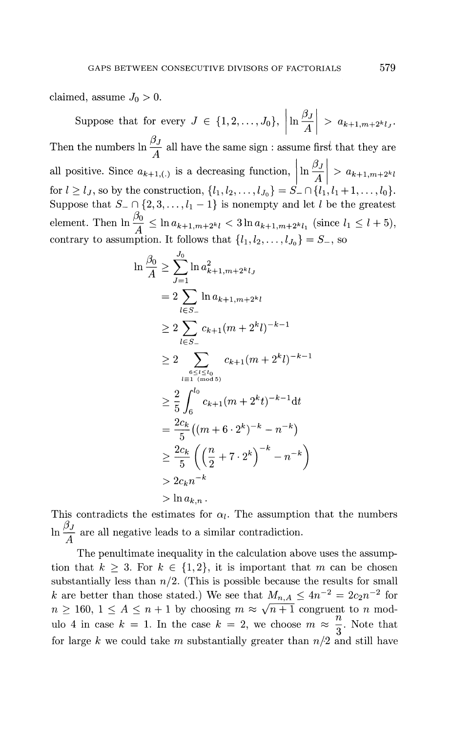claimed, assume $J_0 > 0$.

Suppose that for every $J \in \{1, 2, \dots, J_0\}$, $\left|\ln \dfrac{\beta_J}{A}\right| > a_{k+1, m+2^k l_J}$. Then the numbers $\ln \dfrac{\beta_J}{A}$ all have the same sign : assume first that they are all positive. Since $a_{k+1,(.)}$ is a decreasing function, $\left|\ln \dfrac{\beta_J}{A}\right| > a_{k+1,m+2^k l}$ for $l \geq l_J$, so by the construction, $\{l_1, l_2, \dots, l_{J_0}\} = S_- \cap \{l_1, l_1+1, \dots, l_0\}$. Suppose that $S_- \cap \{2, 3, \dots, l_1 - 1\}$ is nonempty and let $l$ be the greatest element. Then $\ln \dfrac{\beta_0}{A} \leq \ln a_{k+1,m+2^k l} < 3 \ln a_{k+1,m+2^k l_1}$ (since $l_1 \leq l+5$), contrary to assumption. It follows that $\{l_1, l_2, \dots, l_{J_0}\} = S_-$, so

$$
\begin{aligned}
\ln \frac{\beta_0}{A} &\geq \sum_{J=1}^{J_0} \ln a_{k+1,m+2^k l_J}^2 \\
&= 2 \sum_{l \in S_-} \ln a_{k+1,m+2^k l} \\
&\geq 2 \sum_{l \in S_-} c_{k+1} (m + 2^k l)^{-k-1} \\
&\geq 2 \sum_{\substack{6 \leq l \leq l_0 \\ l \equiv 1 \pmod 5}} c_{k+1} (m + 2^k l)^{-k-1} \\
&\geq \frac{2}{5} \int_6^{l_0} c_{k+1} (m + 2^k t)^{-k-1} \mathrm{d}t \\
&= \frac{2c_k}{5} \left( (m + 6 \cdot 2^k)^{-k} - n^{-k} \right) \\
&\geq \frac{2c_k}{5} \left( \left( \frac{n}{2} + 7 \cdot 2^k \right)^{-k} - n^{-k} \right) \\
&> 2c_k n^{-k} \\
&> \ln a_{k,n} .
\end{aligned}
$$

This contradicts the estimates for $\alpha_l$. The assumption that the numbers $\ln \dfrac{\beta_J}{A}$ are all negative leads to a similar contradiction.

The penultimate inequality in the calculation above uses the assumption that $k \geq 3$. For $k \in \{1, 2\}$, it is important that $m$ can be chosen substantially less than $n/2$. (This is possible because the results for small $k$ are better than those stated.) We see that $M_{n,A} \leq 4n^{-2} = 2c_2 n^{-2}$ for $n \geq 160$, $1 \leq A \leq n+1$ by choosing $m \approx \sqrt{n+1}$ congruent to $n$ modulo 4 in case $k = 1$. In the case $k = 2$, we choose $m \approx \dfrac{n}{3}$. Note that for large $k$ we could take $m$ substantially greater than $n/2$ and still have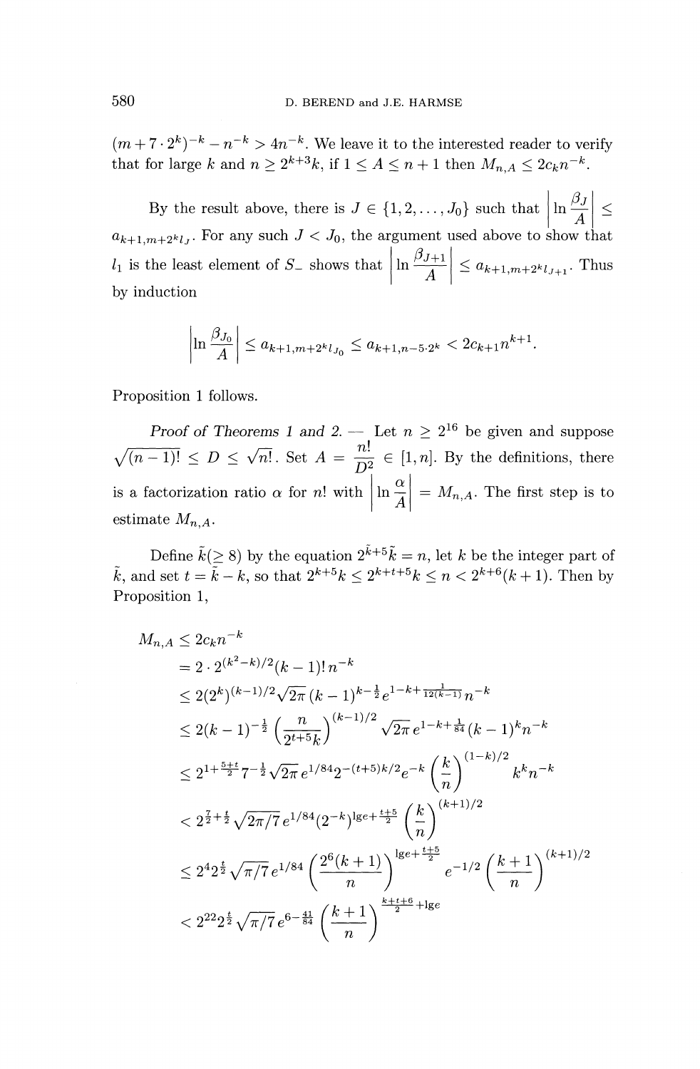$(m+7\cdot 2^k)^{-k} - n^{-k} > 4n^{-k}$. We leave it to the interested reader to verify that for large $k$ and $n \geq 2^{k+3}k$, if $1 \leq A \leq n+1$ then $M_{n,A} \leq 2c_k n^{-k}$.

By the result above, there is $J \in \{1, 2, \ldots, J_0\}$ such that $\left|\ln \dfrac{\beta_J}{A}\right| \leq a_{k+1,m+2^k l_J}$. For any such $J < J_0$, the argument used above to show that $l_1$ is the least element of $S_-$ shows that $\left|\ln \dfrac{\beta_{J+1}}{A}\right| \leq a_{k+1,m+2^k l_{J+1}}$. Thus by induction

$$\left|\ln \frac{\beta_{J_0}}{A}\right| \leq a_{k+1,m+2^k l_{J_0}} \leq a_{k+1,n-5\cdot 2^k} < 2c_{k+1}n^{k+1}.$$

Proposition 1 follows.

*Proof of Theorems 1 and 2.* — Let $n \geq 2^{16}$ be given and suppose $\sqrt{(n-1)!} \leq D \leq \sqrt{n!}$. Set $A = \dfrac{n!}{D^2} \in [1, n]$. By the definitions, there is a factorization ratio $\alpha$ for $n!$ with $\left|\ln \dfrac{\alpha}{A}\right| = M_{n,A}$. The first step is to estimate $M_{n,A}$.

Define $\tilde{k}(\geq 8)$ by the equation $2^{\tilde{k}+5}\tilde{k} = n$, let $k$ be the integer part of $\tilde{k}$, and set $t = \tilde{k} - k$, so that $2^{k+5}k \leq 2^{k+t+5}k \leq n < 2^{k+6}(k+1)$. Then by Proposition 1,

$$
\begin{aligned}
M_{n,A} &\leq 2c_k n^{-k} \\
&= 2\cdot 2^{(k^2-k)/2}(k-1)!\, n^{-k} \\
&\leq 2(2^k)^{(k-1)/2}\sqrt{2\pi}\,(k-1)^{k-\frac{1}{2}}e^{1-k+\frac{1}{12(k-1)}}n^{-k} \\
&\leq 2(k-1)^{-\frac{1}{2}}\left(\frac{n}{2^{t+5}k}\right)^{(k-1)/2}\sqrt{2\pi}\,e^{1-k+\frac{1}{84}}(k-1)^k n^{-k} \\
&\leq 2^{1+\frac{5+t}{2}}7^{-\frac{1}{2}}\sqrt{2\pi}\,e^{1/84}2^{-(t+5)k/2}e^{-k}\left(\frac{k}{n}\right)^{(1-k)/2}k^k n^{-k} \\
&< 2^{\frac{7}{2}+\frac{t}{2}}\sqrt{2\pi/7}\,e^{1/84}(2^{-k})^{\lg e+\frac{t+5}{2}}\left(\frac{k}{n}\right)^{(k+1)/2} \\
&\leq 2^4 2^{\frac{t}{2}}\sqrt{\pi/7}\,e^{1/84}\left(\frac{2^6(k+1)}{n}\right)^{\lg e+\frac{t+5}{2}}e^{-1/2}\left(\frac{k+1}{n}\right)^{(k+1)/2} \\
&< 2^{22}2^{\frac{t}{2}}\sqrt{\pi/7}\,e^{6-\frac{41}{84}}\left(\frac{k+1}{n}\right)^{\frac{k+t+6}{2}+\lg e}
\end{aligned}
$$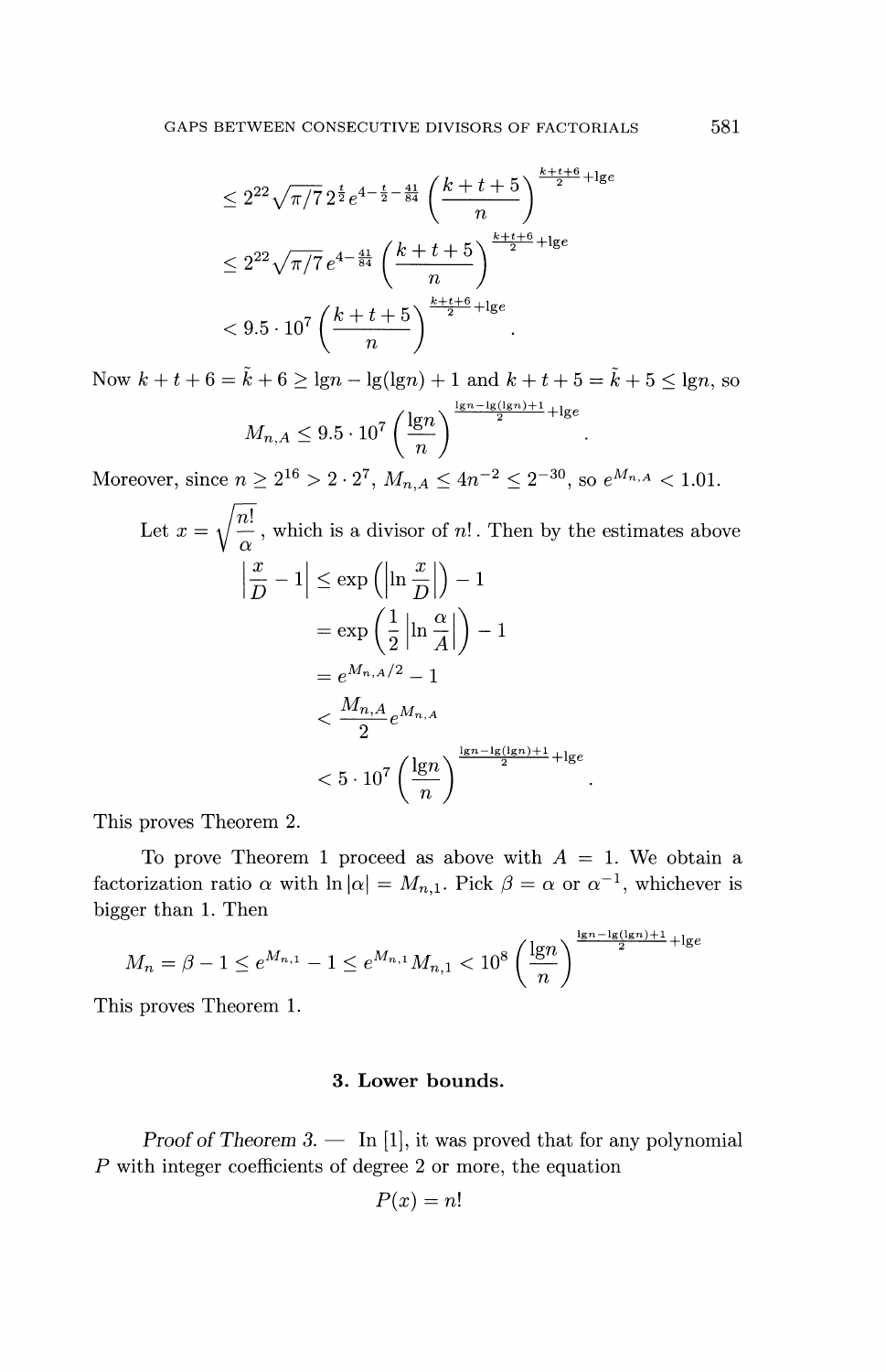$$\leq 2^{22}\sqrt{\pi/7}\, 2^{\frac{t}{2}} e^{4-\frac{t}{2}-\frac{41}{84}} \left(\frac{k+t+5}{n}\right)^{\frac{k+t+6}{2}+\lg e}$$

$$\leq 2^{22}\sqrt{\pi/7}\, e^{4-\frac{41}{84}} \left(\frac{k+t+5}{n}\right)^{\frac{k+t+6}{2}+\lg e}$$

$$< 9.5 \cdot 10^{7} \left(\frac{k+t+5}{n}\right)^{\frac{k+t+6}{2}+\lg e}.$$

Now $k+t+6 = \tilde{k}+6 \geq \lg n - \lg(\lg n) + 1$ and $k+t+5 = \tilde{k}+5 \leq \lg n$, so

$$M_{n,A} \leq 9.5 \cdot 10^{7} \left(\frac{\lg n}{n}\right)^{\frac{\lg n - \lg(\lg n)+1}{2}+\lg e}.$$

Moreover, since $n \geq 2^{16} > 2 \cdot 2^{7}$, $M_{n,A} \leq 4n^{-2} \leq 2^{-30}$, so $e^{M_{n,A}} < 1.01$.

Let $x = \sqrt{\frac{n!}{\alpha}}$, which is a divisor of $n!$. Then by the estimates above

$$\begin{aligned}
\left|\frac{x}{D} - 1\right| &\leq \exp\left(\left|\ln \frac{x}{D}\right|\right) - 1 \\
&= \exp\left(\frac{1}{2}\left|\ln \frac{\alpha}{A}\right|\right) - 1 \\
&= e^{M_{n,A}/2} - 1 \\
&< \frac{M_{n,A}}{2} e^{M_{n,A}} \\
&< 5 \cdot 10^{7} \left(\frac{\lg n}{n}\right)^{\frac{\lg n - \lg(\lg n)+1}{2}+\lg e}.
\end{aligned}$$

This proves Theorem 2.

To prove Theorem 1 proceed as above with $A = 1$. We obtain a factorization ratio $\alpha$ with $\ln|\alpha| = M_{n,1}$. Pick $\beta = \alpha$ or $\alpha^{-1}$, whichever is bigger than 1. Then

$$M_n = \beta - 1 \leq e^{M_{n,1}} - 1 \leq e^{M_{n,1}} M_{n,1} < 10^{8} \left(\frac{\lg n}{n}\right)^{\frac{\lg n - \lg(\lg n)+1}{2}+\lg e}$$

This proves Theorem 1.

## 3. Lower bounds.

*Proof of Theorem 3.* — In [1], it was proved that for any polynomial $P$ with integer coefficients of degree 2 or more, the equation

$$P(x) = n!$$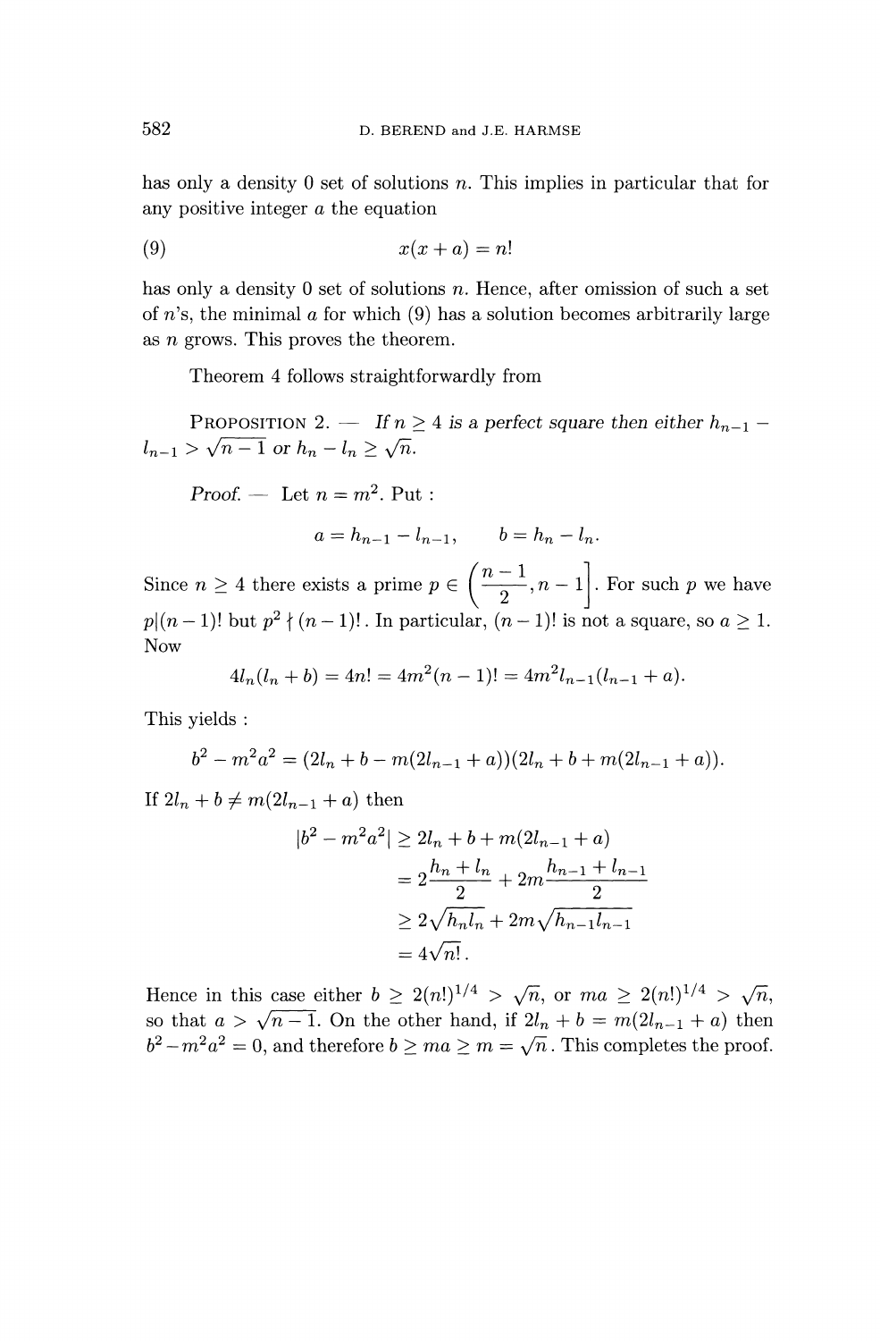has only a density 0 set of solutions $n$. This implies in particular that for any positive integer $a$ the equation

$$x(x + a) = n! \tag{9}$$

has only a density 0 set of solutions $n$. Hence, after omission of such a set of $n$'s, the minimal $a$ for which (9) has a solution becomes arbitrarily large as $n$ grows. This proves the theorem.

Theorem 4 follows straightforwardly from

PROPOSITION 2. — *If $n \geq 4$ is a perfect square then either $h_{n-1} - l_{n-1} > \sqrt{n-1}$ or $h_n - l_n \geq \sqrt{n}$.*

*Proof.* — Let $n = m^2$. Put :

$$a = h_{n-1} - l_{n-1}, \qquad b = h_n - l_n.$$

Since $n \geq 4$ there exists a prime $p \in \left( \frac{n-1}{2}, n-1 \right]$. For such $p$ we have $p | (n-1)!$ but $p^2 \nmid (n-1)!$. In particular, $(n-1)!$ is not a square, so $a \geq 1$. Now

$$4l_n(l_n + b) = 4n! = 4m^2(n-1)! = 4m^2 l_{n-1}(l_{n-1} + a).$$

This yields :

$$b^2 - m^2a^2 = (2l_n + b - m(2l_{n-1} + a))(2l_n + b + m(2l_{n-1} + a)).$$

If $2l_n + b \neq m(2l_{n-1} + a)$ then

$$\begin{aligned}
|b^2 - m^2a^2| &\geq 2l_n + b + m(2l_{n-1} + a) \\
&= 2\frac{h_n + l_n}{2} + 2m\frac{h_{n-1} + l_{n-1}}{2} \\
&\geq 2\sqrt{h_n l_n} + 2m\sqrt{h_{n-1} l_{n-1}} \\
&= 4\sqrt{n!}\,.
\end{aligned}$$

Hence in this case either $b \geq 2(n!)^{1/4} > \sqrt{n}$, or $ma \geq 2(n!)^{1/4} > \sqrt{n}$, so that $a > \sqrt{n-1}$. On the other hand, if $2l_n + b = m(2l_{n-1} + a)$ then $b^2 - m^2a^2 = 0$, and therefore $b \geq ma \geq m = \sqrt{n}$. This completes the proof.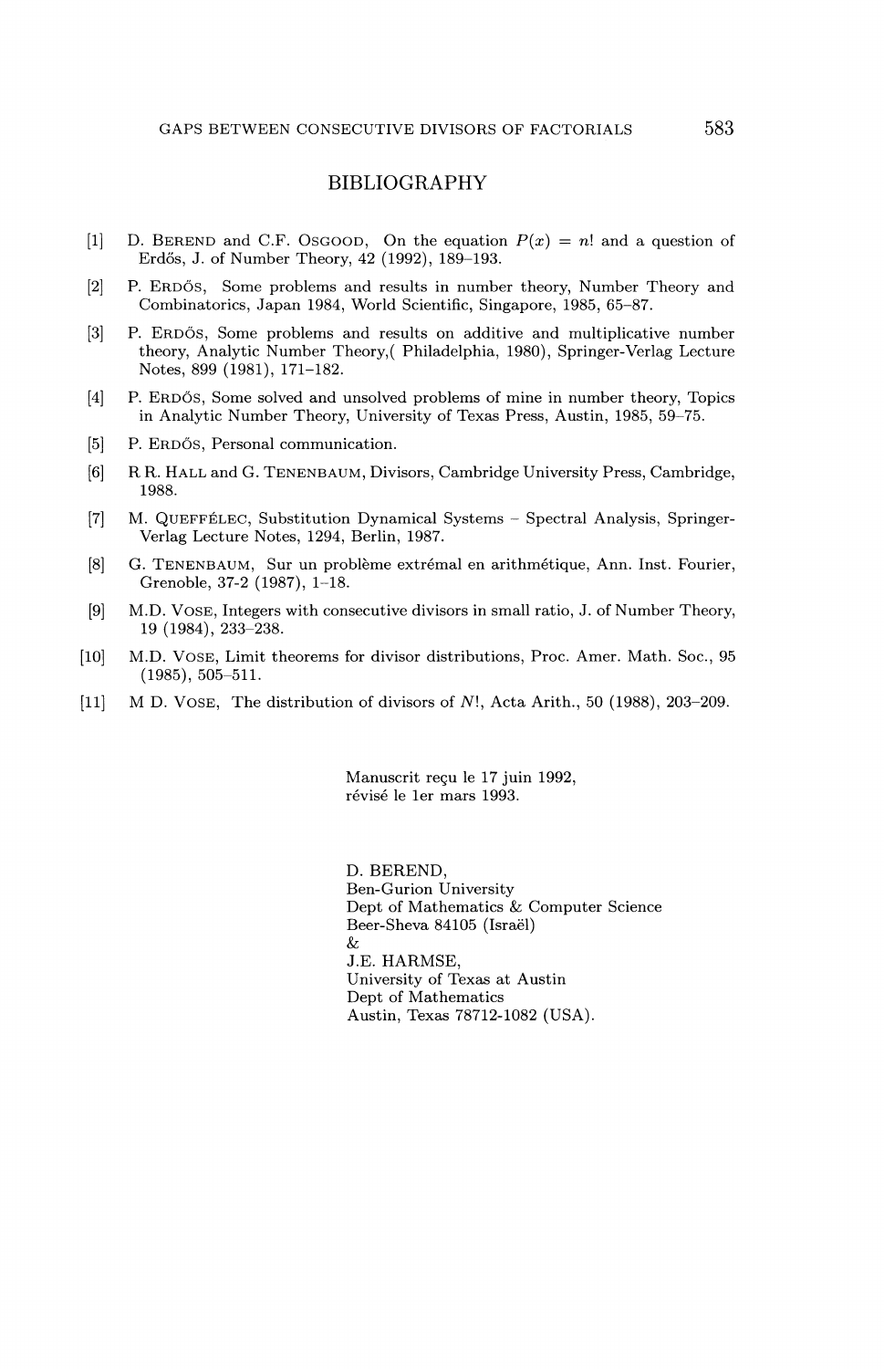## BIBLIOGRAPHY

[1] D. Berend and C.F. Osgood, On the equation $P(x) = n!$ and a question of Erdős, J. of Number Theory, 42 (1992), 189–193.

[2] P. Erdős, Some problems and results in number theory, Number Theory and Combinatorics, Japan 1984, World Scientific, Singapore, 1985, 65–87.

[3] P. Erdős, Some problems and results on additive and multiplicative number theory, Analytic Number Theory,( Philadelphia, 1980), Springer-Verlag Lecture Notes, 899 (1981), 171–182.

[4] P. Erdős, Some solved and unsolved problems of mine in number theory, Topics in Analytic Number Theory, University of Texas Press, Austin, 1985, 59–75.

[5] P. Erdős, Personal communication.

[6] R R. Hall and G. Tenenbaum, Divisors, Cambridge University Press, Cambridge, 1988.

[7] M. Queffélec, Substitution Dynamical Systems – Spectral Analysis, Springer-Verlag Lecture Notes, 1294, Berlin, 1987.

[8] G. Tenenbaum, Sur un problème extrémal en arithmétique, Ann. Inst. Fourier, Grenoble, 37-2 (1987), 1–18.

[9] M.D. Vose, Integers with consecutive divisors in small ratio, J. of Number Theory, 19 (1984), 233–238.

[10] M.D. Vose, Limit theorems for divisor distributions, Proc. Amer. Math. Soc., 95 (1985), 505–511.

[11] M D. Vose, The distribution of divisors of $N!$, Acta Arith., 50 (1988), 203–209.

Manuscrit reçu le 17 juin 1992,
révisé le 1er mars 1993.

D. BEREND,
Ben-Gurion University
Dept of Mathematics & Computer Science
Beer-Sheva 84105 (Israël)
&
J.E. HARMSE,
University of Texas at Austin
Dept of Mathematics
Austin, Texas 78712-1082 (USA).